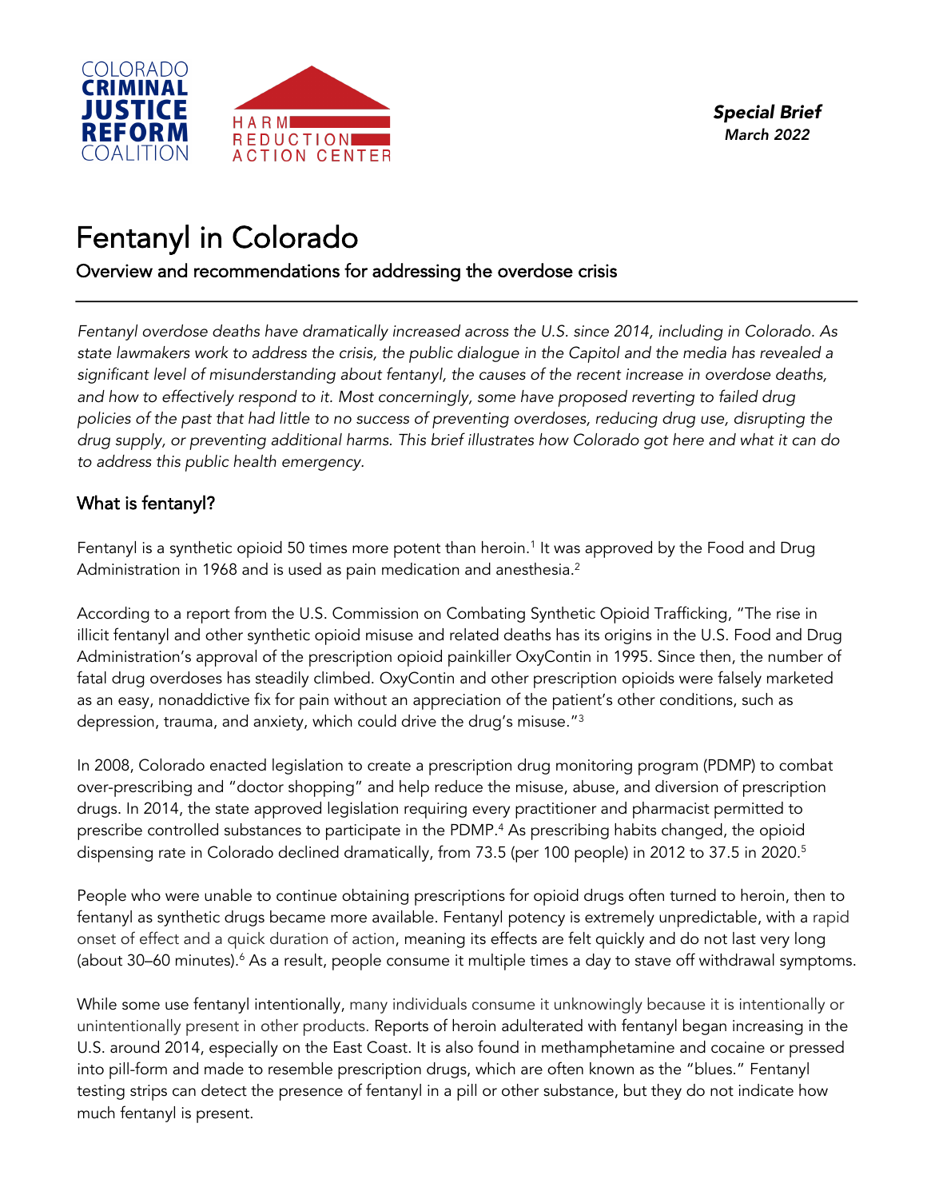COLORADO
**CRIMINAL**
**JUSTICE**
**REFORM**
COALITION

HARM
REDUCTION
ACTION CENTER

***Special Brief***
*March 2022*

# Fentanyl in Colorado

## Overview and recommendations for addressing the overdose crisis

---

*Fentanyl overdose deaths have dramatically increased across the U.S. since 2014, including in Colorado. As state lawmakers work to address the crisis, the public dialogue in the Capitol and the media has revealed a significant level of misunderstanding about fentanyl, the causes of the recent increase in overdose deaths, and how to effectively respond to it. Most concerningly, some have proposed reverting to failed drug policies of the past that had little to no success of preventing overdoses, reducing drug use, disrupting the drug supply, or preventing additional harms. This brief illustrates how Colorado got here and what it can do to address this public health emergency.*

### What is fentanyl?

Fentanyl is a synthetic opioid 50 times more potent than heroin.[1] It was approved by the Food and Drug Administration in 1968 and is used as pain medication and anesthesia.[2]

According to a report from the U.S. Commission on Combating Synthetic Opioid Trafficking, "The rise in illicit fentanyl and other synthetic opioid misuse and related deaths has its origins in the U.S. Food and Drug Administration's approval of the prescription opioid painkiller OxyContin in 1995. Since then, the number of fatal drug overdoses has steadily climbed. OxyContin and other prescription opioids were falsely marketed as an easy, nonaddictive fix for pain without an appreciation of the patient's other conditions, such as depression, trauma, and anxiety, which could drive the drug's misuse."[3]

In 2008, Colorado enacted legislation to create a prescription drug monitoring program (PDMP) to combat over-prescribing and "doctor shopping" and help reduce the misuse, abuse, and diversion of prescription drugs. In 2014, the state approved legislation requiring every practitioner and pharmacist permitted to prescribe controlled substances to participate in the PDMP.[4] As prescribing habits changed, the opioid dispensing rate in Colorado declined dramatically, from 73.5 (per 100 people) in 2012 to 37.5 in 2020.[5]

People who were unable to continue obtaining prescriptions for opioid drugs often turned to heroin, then to fentanyl as synthetic drugs became more available. Fentanyl potency is extremely unpredictable, with a rapid onset of effect and a quick duration of action, meaning its effects are felt quickly and do not last very long (about 30–60 minutes).[6] As a result, people consume it multiple times a day to stave off withdrawal symptoms.

While some use fentanyl intentionally, many individuals consume it unknowingly because it is intentionally or unintentionally present in other products. Reports of heroin adulterated with fentanyl began increasing in the U.S. around 2014, especially on the East Coast. It is also found in methamphetamine and cocaine or pressed into pill-form and made to resemble prescription drugs, which are often known as the "blues." Fentanyl testing strips can detect the presence of fentanyl in a pill or other substance, but they do not indicate how much fentanyl is present.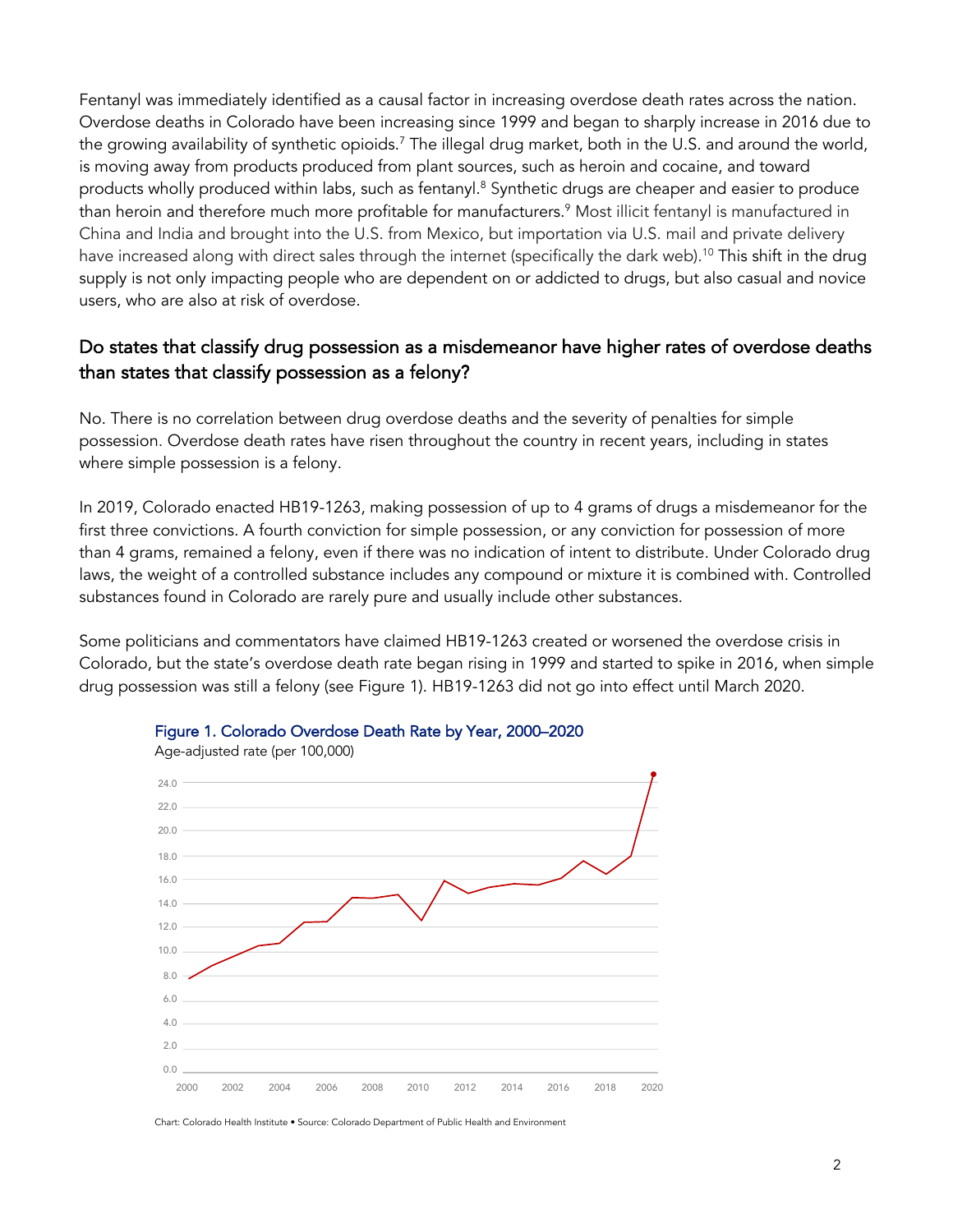Fentanyl was immediately identified as a causal factor in increasing overdose death rates across the nation. Overdose deaths in Colorado have been increasing since 1999 and began to sharply increase in 2016 due to the growing availability of synthetic opioids.[7] The illegal drug market, both in the U.S. and around the world, is moving away from products produced from plant sources, such as heroin and cocaine, and toward products wholly produced within labs, such as fentanyl.[8] Synthetic drugs are cheaper and easier to produce than heroin and therefore much more profitable for manufacturers.[9] Most illicit fentanyl is manufactured in China and India and brought into the U.S. from Mexico, but importation via U.S. mail and private delivery have increased along with direct sales through the internet (specifically the dark web).[10] This shift in the drug supply is not only impacting people who are dependent on or addicted to drugs, but also casual and novice users, who are also at risk of overdose.

## Do states that classify drug possession as a misdemeanor have higher rates of overdose deaths than states that classify possession as a felony?

No. There is no correlation between drug overdose deaths and the severity of penalties for simple possession. Overdose death rates have risen throughout the country in recent years, including in states where simple possession is a felony.

In 2019, Colorado enacted HB19-1263, making possession of up to 4 grams of drugs a misdemeanor for the first three convictions. A fourth conviction for simple possession, or any conviction for possession of more than 4 grams, remained a felony, even if there was no indication of intent to distribute. Under Colorado drug laws, the weight of a controlled substance includes any compound or mixture it is combined with. Controlled substances found in Colorado are rarely pure and usually include other substances.

Some politicians and commentators have claimed HB19-1263 created or worsened the overdose crisis in Colorado, but the state's overdose death rate began rising in 1999 and started to spike in 2016, when simple drug possession was still a felony (see Figure 1). HB19-1263 did not go into effect until March 2020.

**Figure 1. Colorado Overdose Death Rate by Year, 2000–2020**

Age-adjusted rate (per 100,000)

Chart: Colorado Health Institute • Source: Colorado Department of Public Health and Environment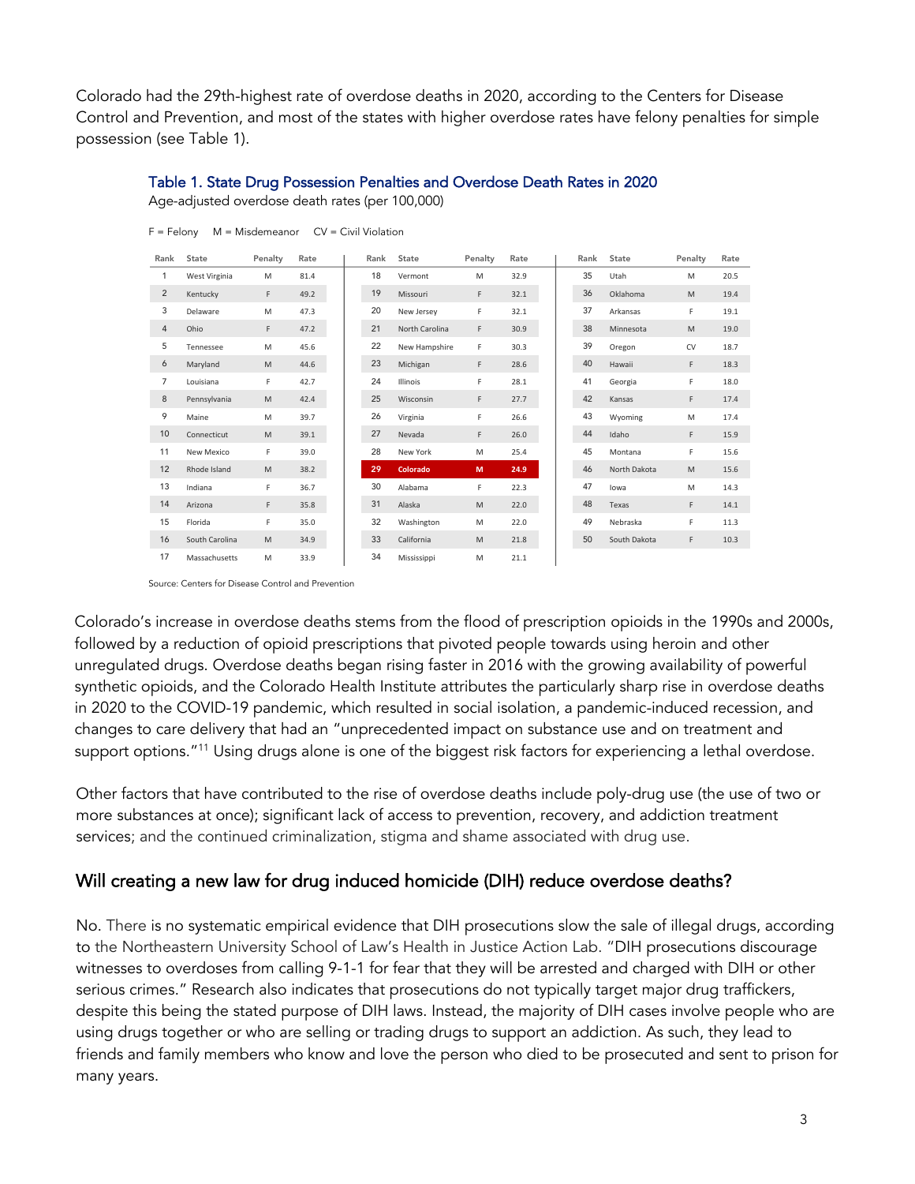Colorado had the 29th-highest rate of overdose deaths in 2020, according to the Centers for Disease Control and Prevention, and most of the states with higher overdose rates have felony penalties for simple possession (see Table 1).

### Table 1. State Drug Possession Penalties and Overdose Death Rates in 2020

Age-adjusted overdose death rates (per 100,000)

F = Felony M = Misdemeanor CV = Civil Violation

| Rank | State | Penalty | Rate | Rank | State | Penalty | Rate | Rank | State | Penalty | Rate |
|---|---|---|---|---|---|---|---|---|---|---|---|
| 1 | West Virginia | M | 81.4 | 18 | Vermont | M | 32.9 | 35 | Utah | M | 20.5 |
| 2 | Kentucky | F | 49.2 | 19 | Missouri | F | 32.1 | 36 | Oklahoma | M | 19.4 |
| 3 | Delaware | M | 47.3 | 20 | New Jersey | F | 32.1 | 37 | Arkansas | F | 19.1 |
| 4 | Ohio | F | 47.2 | 21 | North Carolina | F | 30.9 | 38 | Minnesota | M | 19.0 |
| 5 | Tennessee | M | 45.6 | 22 | New Hampshire | F | 30.3 | 39 | Oregon | CV | 18.7 |
| 6 | Maryland | M | 44.6 | 23 | Michigan | F | 28.6 | 40 | Hawaii | F | 18.3 |
| 7 | Louisiana | F | 42.7 | 24 | Illinois | F | 28.1 | 41 | Georgia | F | 18.0 |
| 8 | Pennsylvania | M | 42.4 | 25 | Wisconsin | F | 27.7 | 42 | Kansas | F | 17.4 |
| 9 | Maine | M | 39.7 | 26 | Virginia | F | 26.6 | 43 | Wyoming | M | 17.4 |
| 10 | Connecticut | M | 39.1 | 27 | Nevada | F | 26.0 | 44 | Idaho | F | 15.9 |
| 11 | New Mexico | F | 39.0 | 28 | New York | M | 25.4 | 45 | Montana | F | 15.6 |
| 12 | Rhode Island | M | 38.2 | **29** | **Colorado** | **M** | **24.9** | 46 | North Dakota | M | 15.6 |
| 13 | Indiana | F | 36.7 | 30 | Alabama | F | 22.3 | 47 | Iowa | M | 14.3 |
| 14 | Arizona | F | 35.8 | 31 | Alaska | M | 22.0 | 48 | Texas | F | 14.1 |
| 15 | Florida | F | 35.0 | 32 | Washington | M | 22.0 | 49 | Nebraska | F | 11.3 |
| 16 | South Carolina | M | 34.9 | 33 | California | M | 21.8 | 50 | South Dakota | F | 10.3 |
| 17 | Massachusetts | M | 33.9 | 34 | Mississippi | M | 21.1 | | | | |

Source: Centers for Disease Control and Prevention

Colorado's increase in overdose deaths stems from the flood of prescription opioids in the 1990s and 2000s, followed by a reduction of opioid prescriptions that pivoted people towards using heroin and other unregulated drugs. Overdose deaths began rising faster in 2016 with the growing availability of powerful synthetic opioids, and the Colorado Health Institute attributes the particularly sharp rise in overdose deaths in 2020 to the COVID-19 pandemic, which resulted in social isolation, a pandemic-induced recession, and changes to care delivery that had an "unprecedented impact on substance use and on treatment and support options."[11] Using drugs alone is one of the biggest risk factors for experiencing a lethal overdose.

Other factors that have contributed to the rise of overdose deaths include poly-drug use (the use of two or more substances at once); significant lack of access to prevention, recovery, and addiction treatment services; and the continued criminalization, stigma and shame associated with drug use.

## Will creating a new law for drug induced homicide (DIH) reduce overdose deaths?

No. There is no systematic empirical evidence that DIH prosecutions slow the sale of illegal drugs, according to the Northeastern University School of Law's Health in Justice Action Lab. "DIH prosecutions discourage witnesses to overdoses from calling 9-1-1 for fear that they will be arrested and charged with DIH or other serious crimes." Research also indicates that prosecutions do not typically target major drug traffickers, despite this being the stated purpose of DIH laws. Instead, the majority of DIH cases involve people who are using drugs together or who are selling or trading drugs to support an addiction. As such, they lead to friends and family members who know and love the person who died to be prosecuted and sent to prison for many years.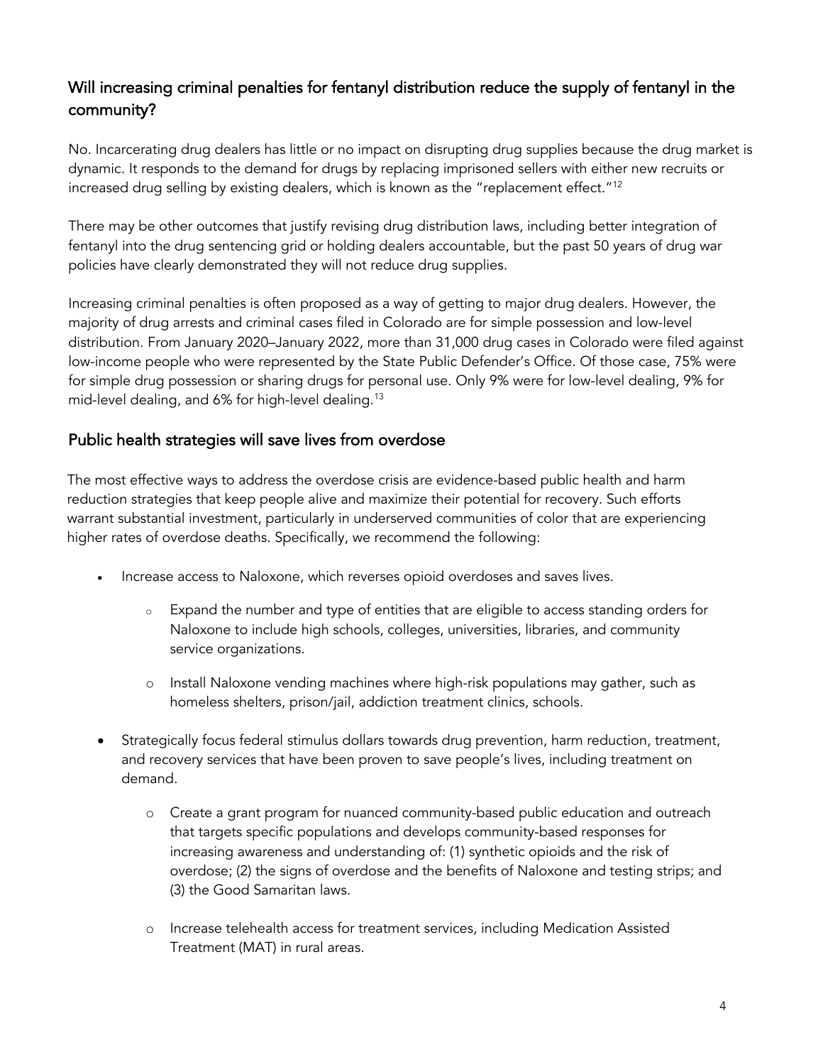## Will increasing criminal penalties for fentanyl distribution reduce the supply of fentanyl in the community?

No. Incarcerating drug dealers has little or no impact on disrupting drug supplies because the drug market is dynamic. It responds to the demand for drugs by replacing imprisoned sellers with either new recruits or increased drug selling by existing dealers, which is known as the "replacement effect."[12]

There may be other outcomes that justify revising drug distribution laws, including better integration of fentanyl into the drug sentencing grid or holding dealers accountable, but the past 50 years of drug war policies have clearly demonstrated they will not reduce drug supplies.

Increasing criminal penalties is often proposed as a way of getting to major drug dealers. However, the majority of drug arrests and criminal cases filed in Colorado are for simple possession and low-level distribution. From January 2020–January 2022, more than 31,000 drug cases in Colorado were filed against low-income people who were represented by the State Public Defender's Office. Of those case, 75% were for simple drug possession or sharing drugs for personal use. Only 9% were for low-level dealing, 9% for mid-level dealing, and 6% for high-level dealing.[13]

## Public health strategies will save lives from overdose

The most effective ways to address the overdose crisis are evidence-based public health and harm reduction strategies that keep people alive and maximize their potential for recovery. Such efforts warrant substantial investment, particularly in underserved communities of color that are experiencing higher rates of overdose deaths. Specifically, we recommend the following:

- Increase access to Naloxone, which reverses opioid overdoses and saves lives.
  - Expand the number and type of entities that are eligible to access standing orders for Naloxone to include high schools, colleges, universities, libraries, and community service organizations.
  - Install Naloxone vending machines where high-risk populations may gather, such as homeless shelters, prison/jail, addiction treatment clinics, schools.
- Strategically focus federal stimulus dollars towards drug prevention, harm reduction, treatment, and recovery services that have been proven to save people's lives, including treatment on demand.
  - Create a grant program for nuanced community-based public education and outreach that targets specific populations and develops community-based responses for increasing awareness and understanding of: (1) synthetic opioids and the risk of overdose; (2) the signs of overdose and the benefits of Naloxone and testing strips; and (3) the Good Samaritan laws.
  - Increase telehealth access for treatment services, including Medication Assisted Treatment (MAT) in rural areas.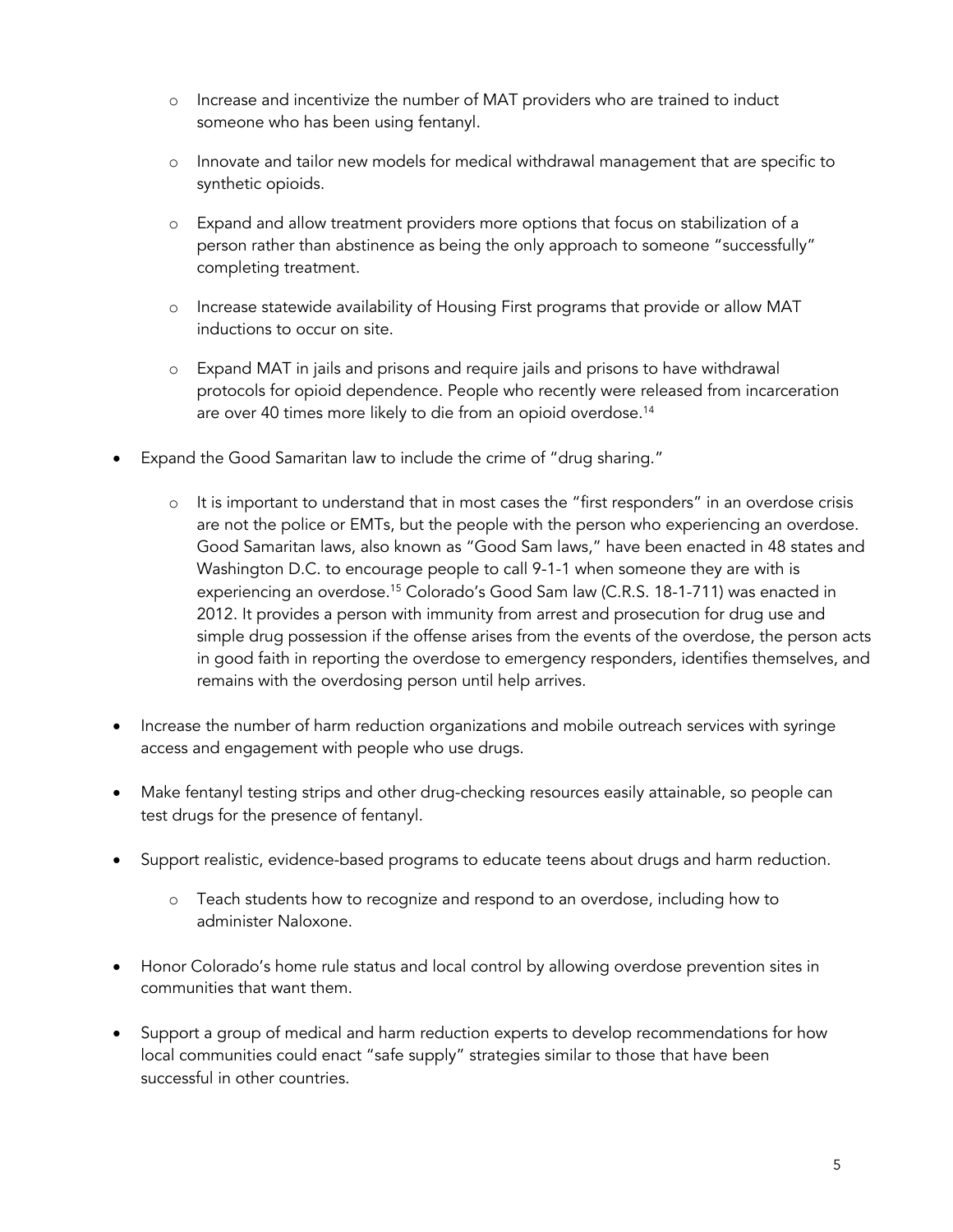- Increase and incentivize the number of MAT providers who are trained to induct someone who has been using fentanyl.
  - Innovate and tailor new models for medical withdrawal management that are specific to synthetic opioids.
  - Expand and allow treatment providers more options that focus on stabilization of a person rather than abstinence as being the only approach to someone "successfully" completing treatment.
  - Increase statewide availability of Housing First programs that provide or allow MAT inductions to occur on site.
  - Expand MAT in jails and prisons and require jails and prisons to have withdrawal protocols for opioid dependence. People who recently were released from incarceration are over 40 times more likely to die from an opioid overdose.[14]
- Expand the Good Samaritan law to include the crime of "drug sharing."
  - It is important to understand that in most cases the "first responders" in an overdose crisis are not the police or EMTs, but the people with the person who experiencing an overdose. Good Samaritan laws, also known as "Good Sam laws," have been enacted in 48 states and Washington D.C. to encourage people to call 9-1-1 when someone they are with is experiencing an overdose.[15] Colorado's Good Sam law (C.R.S. 18-1-711) was enacted in 2012. It provides a person with immunity from arrest and prosecution for drug use and simple drug possession if the offense arises from the events of the overdose, the person acts in good faith in reporting the overdose to emergency responders, identifies themselves, and remains with the overdosing person until help arrives.
- Increase the number of harm reduction organizations and mobile outreach services with syringe access and engagement with people who use drugs.
- Make fentanyl testing strips and other drug-checking resources easily attainable, so people can test drugs for the presence of fentanyl.
- Support realistic, evidence-based programs to educate teens about drugs and harm reduction.
  - Teach students how to recognize and respond to an overdose, including how to administer Naloxone.
- Honor Colorado's home rule status and local control by allowing overdose prevention sites in communities that want them.
- Support a group of medical and harm reduction experts to develop recommendations for how local communities could enact "safe supply" strategies similar to those that have been successful in other countries.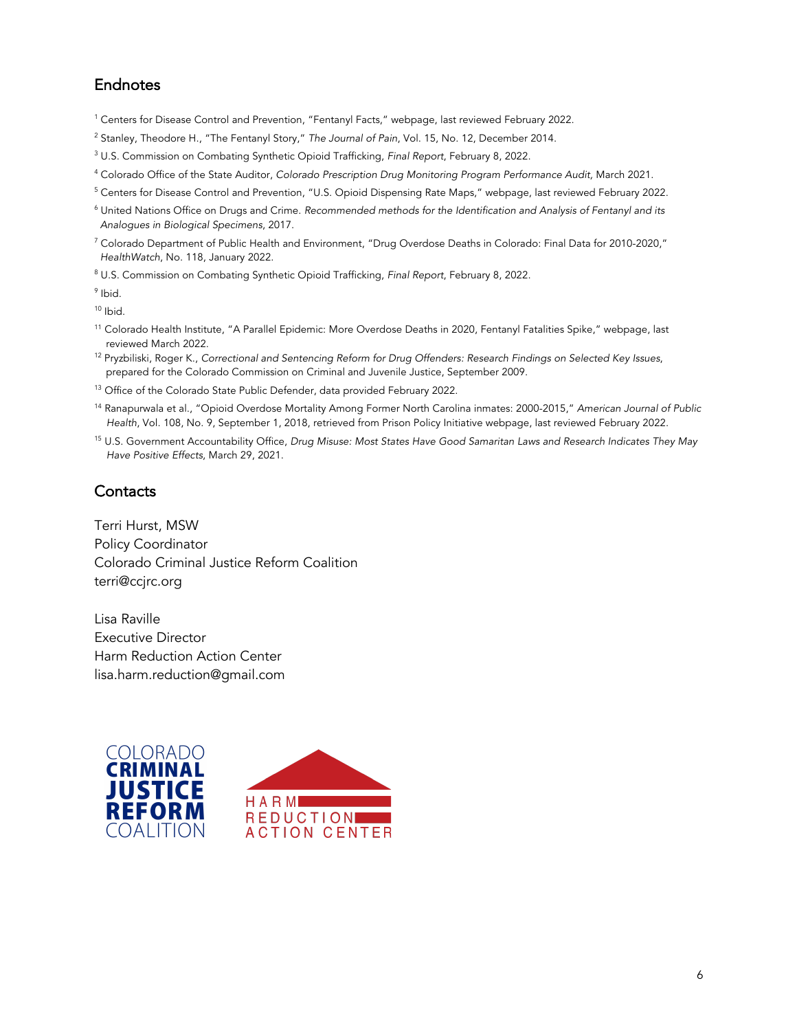## Endnotes

[1] Centers for Disease Control and Prevention, "Fentanyl Facts," webpage, last reviewed February 2022.

[2] Stanley, Theodore H., "The Fentanyl Story," *The Journal of Pain*, Vol. 15, No. 12, December 2014.

[3] U.S. Commission on Combating Synthetic Opioid Trafficking, *Final Report*, February 8, 2022.

[4] Colorado Office of the State Auditor, *Colorado Prescription Drug Monitoring Program Performance Audit*, March 2021.

[5] Centers for Disease Control and Prevention, "U.S. Opioid Dispensing Rate Maps," webpage, last reviewed February 2022.

[6] United Nations Office on Drugs and Crime. *Recommended methods for the Identification and Analysis of Fentanyl and its Analogues in Biological Specimens*, 2017.

[7] Colorado Department of Public Health and Environment, "Drug Overdose Deaths in Colorado: Final Data for 2010-2020," *HealthWatch*, No. 118, January 2022.

[8] U.S. Commission on Combating Synthetic Opioid Trafficking, *Final Report*, February 8, 2022.

[9] Ibid.

[10] Ibid.

[11] Colorado Health Institute, "A Parallel Epidemic: More Overdose Deaths in 2020, Fentanyl Fatalities Spike," webpage, last reviewed March 2022.

[12] Pryzbiliski, Roger K., *Correctional and Sentencing Reform for Drug Offenders: Research Findings on Selected Key Issues*, prepared for the Colorado Commission on Criminal and Juvenile Justice, September 2009.

[13] Office of the Colorado State Public Defender, data provided February 2022.

[14] Ranapurwala et al., "Opioid Overdose Mortality Among Former North Carolina inmates: 2000-2015," *American Journal of Public Health*, Vol. 108, No. 9, September 1, 2018, retrieved from Prison Policy Initiative webpage, last reviewed February 2022.

[15] U.S. Government Accountability Office, *Drug Misuse: Most States Have Good Samaritan Laws and Research Indicates They May Have Positive Effects*, March 29, 2021.

## Contacts

Terri Hurst, MSW
Policy Coordinator
Colorado Criminal Justice Reform Coalition
terri@ccjrc.org

Lisa Raville
Executive Director
Harm Reduction Action Center
lisa.harm.reduction@gmail.com

COLORADO CRIMINAL JUSTICE REFORM COALITION

HARM REDUCTION ACTION CENTER